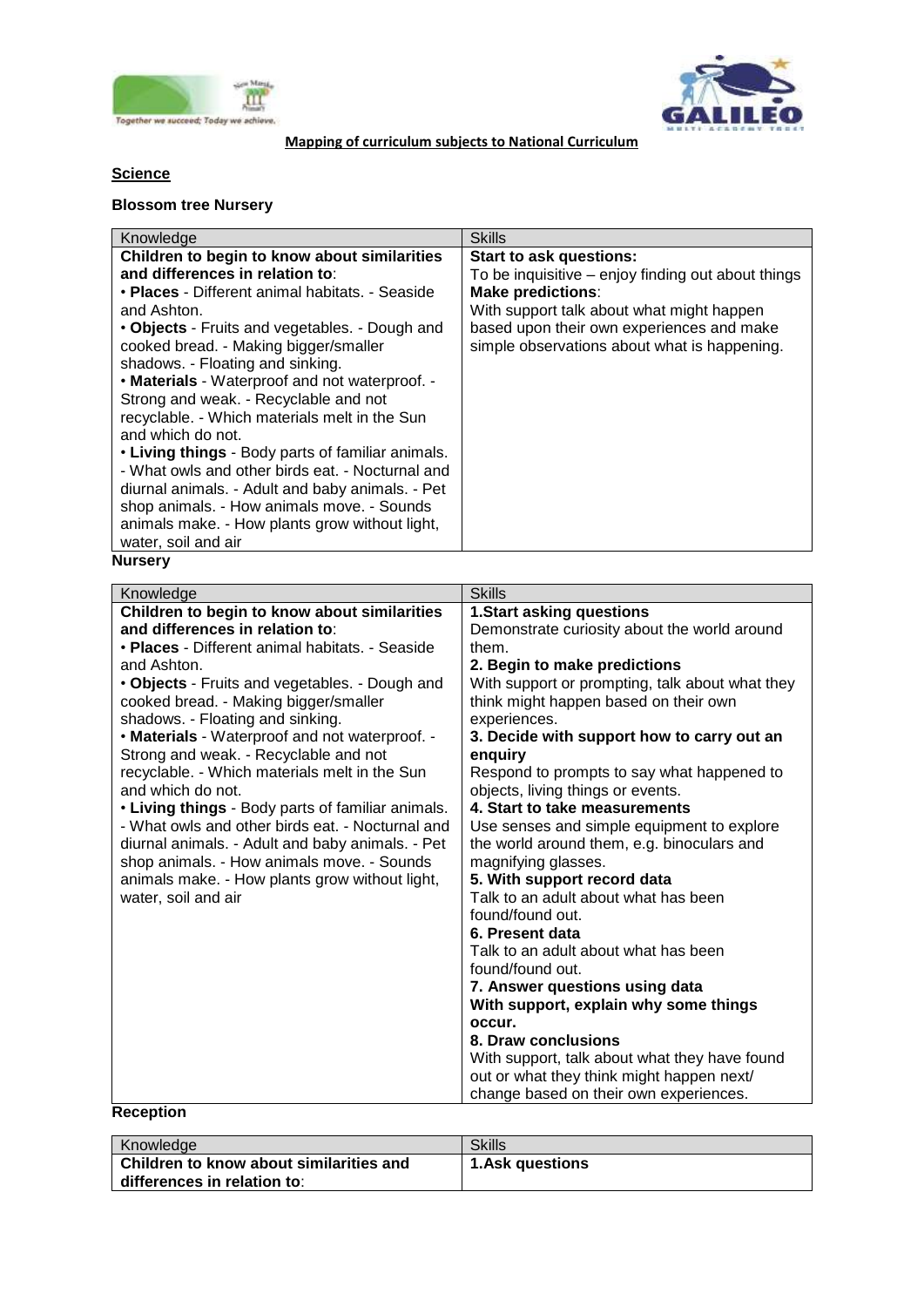## Mapping of curriculum subjects to National Curriculum

### Science

**Blossom tree Nursery**

| Knowledge | Skills |
|---|---|
| **Children to begin to know about similarities and differences in relation to**:<br>• **Places** - Different animal habitats. - Seaside and Ashton.<br>• **Objects** - Fruits and vegetables. - Dough and cooked bread. - Making bigger/smaller shadows. - Floating and sinking.<br>• **Materials** - Waterproof and not waterproof. - Strong and weak. - Recyclable and not recyclable. - Which materials melt in the Sun and which do not.<br>• **Living things** - Body parts of familiar animals. - What owls and other birds eat. - Nocturnal and diurnal animals. - Adult and baby animals. - Pet shop animals. - How animals move. - Sounds animals make. - How plants grow without light, water, soil and air | **Start to ask questions:**<br>To be inquisitive – enjoy finding out about things<br>**Make predictions**:<br>With support talk about what might happen based upon their own experiences and make simple observations about what is happening. |

**Nursery**

| Knowledge | Skills |
|---|---|
| **Children to begin to know about similarities and differences in relation to**:<br>• **Places** - Different animal habitats. - Seaside and Ashton.<br>• **Objects** - Fruits and vegetables. - Dough and cooked bread. - Making bigger/smaller shadows. - Floating and sinking.<br>• **Materials** - Waterproof and not waterproof. - Strong and weak. - Recyclable and not recyclable. - Which materials melt in the Sun and which do not.<br>• **Living things** - Body parts of familiar animals. - What owls and other birds eat. - Nocturnal and diurnal animals. - Adult and baby animals. - Pet shop animals. - How animals move. - Sounds animals make. - How plants grow without light, water, soil and air | **1.Start asking questions**<br>Demonstrate curiosity about the world around them.<br>**2. Begin to make predictions**<br>With support or prompting, talk about what they think might happen based on their own experiences.<br>**3. Decide with support how to carry out an enquiry**<br>Respond to prompts to say what happened to objects, living things or events.<br>**4. Start to take measurements**<br>Use senses and simple equipment to explore the world around them, e.g. binoculars and magnifying glasses.<br>**5. With support record data**<br>Talk to an adult about what has been found/found out.<br>**6. Present data**<br>Talk to an adult about what has been found/found out.<br>**7. Answer questions using data**<br>**With support, explain why some things occur.**<br>**8. Draw conclusions**<br>With support, talk about what they have found out or what they think might happen next/ change based on their own experiences. |

**Reception**

| Knowledge | Skills |
|---|---|
| **Children to know about similarities and differences in relation to**: | **1.Ask questions** |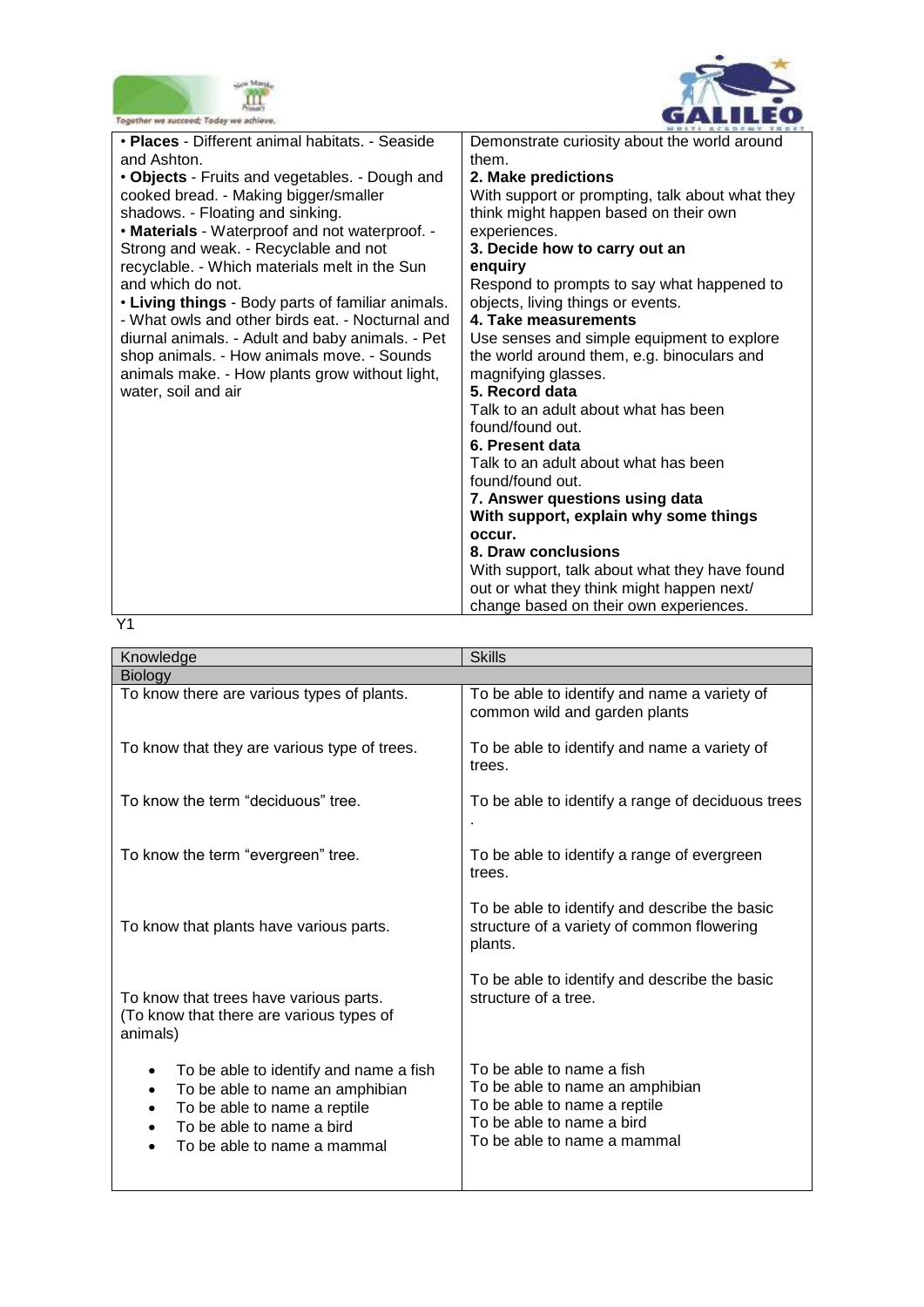| | |
|---|---|
| • **Places** - Different animal habitats. - Seaside and Ashton.<br>• **Objects** - Fruits and vegetables. - Dough and cooked bread. - Making bigger/smaller shadows. - Floating and sinking.<br>• **Materials** - Waterproof and not waterproof. - Strong and weak. - Recyclable and not recyclable. - Which materials melt in the Sun and which do not.<br>• **Living things** - Body parts of familiar animals. - What owls and other birds eat. - Nocturnal and diurnal animals. - Adult and baby animals. - Pet shop animals. - How animals move. - Sounds animals make. - How plants grow without light, water, soil and air | Demonstrate curiosity about the world around them.<br>**2. Make predictions**<br>With support or prompting, talk about what they think might happen based on their own experiences.<br>**3. Decide how to carry out an enquiry**<br>Respond to prompts to say what happened to objects, living things or events.<br>**4. Take measurements**<br>Use senses and simple equipment to explore the world around them, e.g. binoculars and magnifying glasses.<br>**5. Record data**<br>Talk to an adult about what has been found/found out.<br>**6. Present data**<br>Talk to an adult about what has been found/found out.<br>**7. Answer questions using data**<br>**With support, explain why some things occur.**<br>**8. Draw conclusions**<br>With support, talk about what they have found out or what they think might happen next/ change based on their own experiences. |

Y1

| Knowledge | Skills |
|---|---|
| Biology | |
| To know there are various types of plants. | To be able to identify and name a variety of common wild and garden plants |
| To know that they are various type of trees. | To be able to identify and name a variety of trees. |
| To know the term "deciduous" tree. | To be able to identify a range of deciduous trees . |
| To know the term "evergreen" tree. | To be able to identify a range of evergreen trees. |
| To know that plants have various parts. | To be able to identify and describe the basic structure of a variety of common flowering plants. |
| To know that trees have various parts.<br>(To know that there are various types of animals) | To be able to identify and describe the basic structure of a tree. |
| • To be able to identify and name a fish<br>• To be able to name an amphibian<br>• To be able to name a reptile<br>• To be able to name a bird<br>• To be able to name a mammal | To be able to name a fish<br>To be able to name an amphibian<br>To be able to name a reptile<br>To be able to name a bird<br>To be able to name a mammal |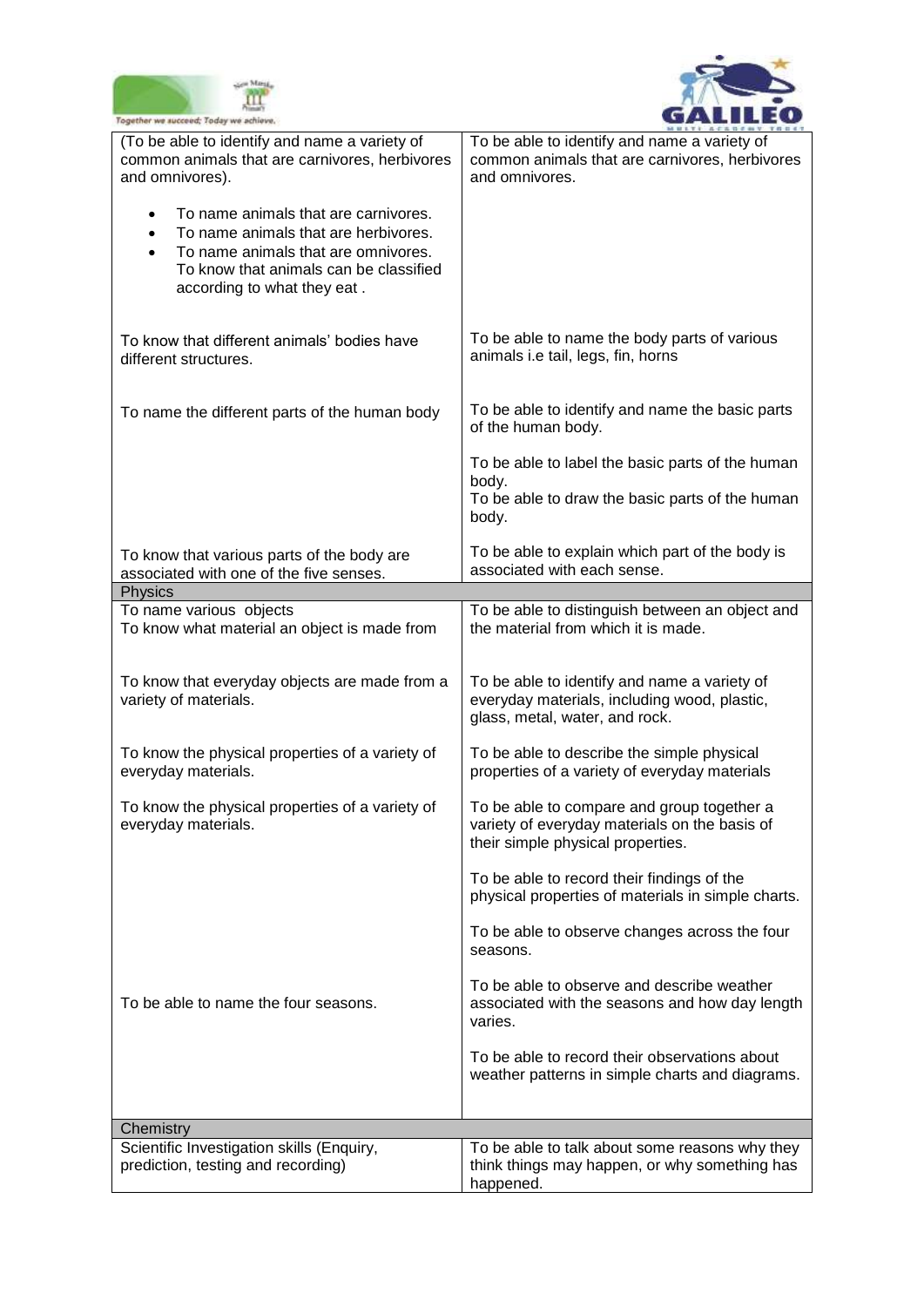| | |
|---|---|
| (To be able to identify and name a variety of common animals that are carnivores, herbivores and omnivores).<br><br>• To name animals that are carnivores.<br>• To name animals that are herbivores.<br>• To name animals that are omnivores. To know that animals can be classified according to what they eat . | To be able to identify and name a variety of common animals that are carnivores, herbivores and omnivores. |
| To know that different animals' bodies have different structures. | To be able to name the body parts of various animals i.e tail, legs, fin, horns |
| To name the different parts of the human body | To be able to identify and name the basic parts of the human body.<br><br>To be able to label the basic parts of the human body.<br>To be able to draw the basic parts of the human body. |
| To know that various parts of the body are associated with one of the five senses. | To be able to explain which part of the body is associated with each sense. |
| **Physics** | |
| To name various objects<br>To know what material an object is made from | To be able to distinguish between an object and the material from which it is made. |
| To know that everyday objects are made from a variety of materials. | To be able to identify and name a variety of everyday materials, including wood, plastic, glass, metal, water, and rock. |
| To know the physical properties of a variety of everyday materials. | To be able to describe the simple physical properties of a variety of everyday materials |
| To know the physical properties of a variety of everyday materials. | To be able to compare and group together a variety of everyday materials on the basis of their simple physical properties.<br><br>To be able to record their findings of the physical properties of materials in simple charts. |
| To be able to name the four seasons. | To be able to observe changes across the four seasons.<br><br>To be able to observe and describe weather associated with the seasons and how day length varies.<br><br>To be able to record their observations about weather patterns in simple charts and diagrams. |
| **Chemistry** | |
| Scientific Investigation skills (Enquiry, prediction, testing and recording) | To be able to talk about some reasons why they think things may happen, or why something has happened. |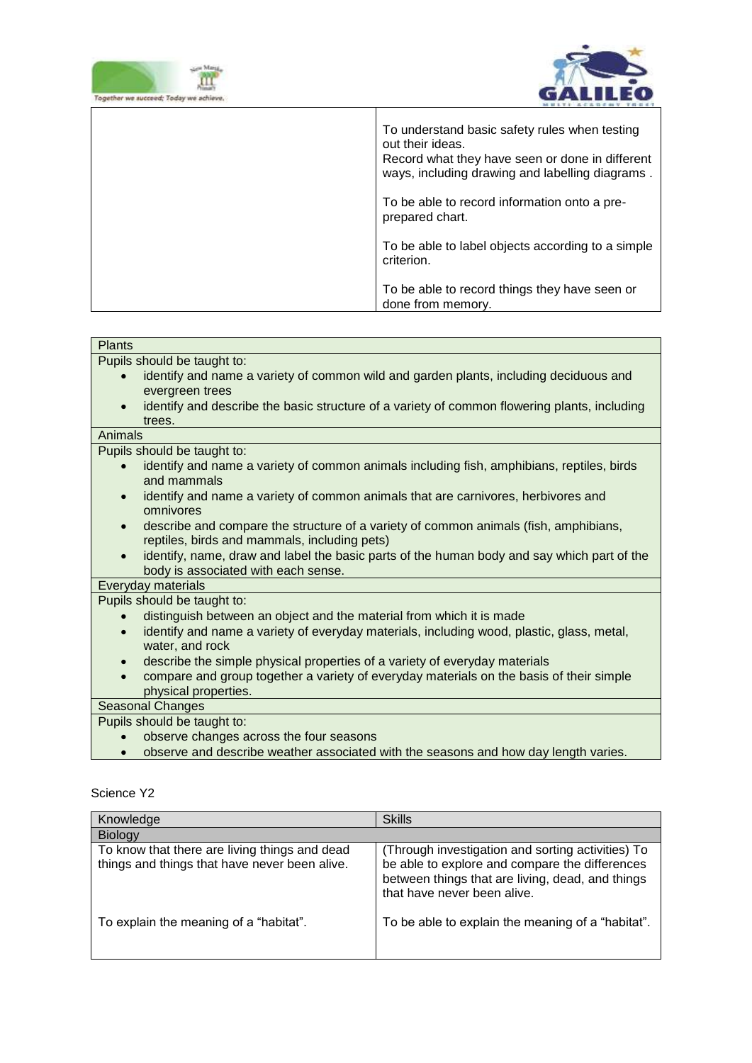| | |
|---|---|
| | To understand basic safety rules when testing out their ideas.<br>Record what they have seen or done in different ways, including drawing and labelling diagrams .<br><br>To be able to record information onto a pre-prepared chart.<br><br>To be able to label objects according to a simple criterion.<br><br>To be able to record things they have seen or done from memory. |

| Plants |
|---|
| Pupils should be taught to:<br>• identify and name a variety of common wild and garden plants, including deciduous and evergreen trees<br>• identify and describe the basic structure of a variety of common flowering plants, including trees. |
| Animals |
| Pupils should be taught to:<br>• identify and name a variety of common animals including fish, amphibians, reptiles, birds and mammals<br>• identify and name a variety of common animals that are carnivores, herbivores and omnivores<br>• describe and compare the structure of a variety of common animals (fish, amphibians, reptiles, birds and mammals, including pets)<br>• identify, name, draw and label the basic parts of the human body and say which part of the body is associated with each sense. |
| Everyday materials |
| Pupils should be taught to:<br>• distinguish between an object and the material from which it is made<br>• identify and name a variety of everyday materials, including wood, plastic, glass, metal, water, and rock<br>• describe the simple physical properties of a variety of everyday materials<br>• compare and group together a variety of everyday materials on the basis of their simple physical properties. |
| Seasonal Changes |
| Pupils should be taught to:<br>• observe changes across the four seasons<br>• observe and describe weather associated with the seasons and how day length varies. |

Science Y2

| Knowledge | Skills |
|---|---|
| Biology | |
| To know that there are living things and dead things and things that have never been alive.<br><br>To explain the meaning of a "habitat". | (Through investigation and sorting activities) To be able to explore and compare the differences between things that are living, dead, and things that have never been alive.<br><br>To be able to explain the meaning of a "habitat". |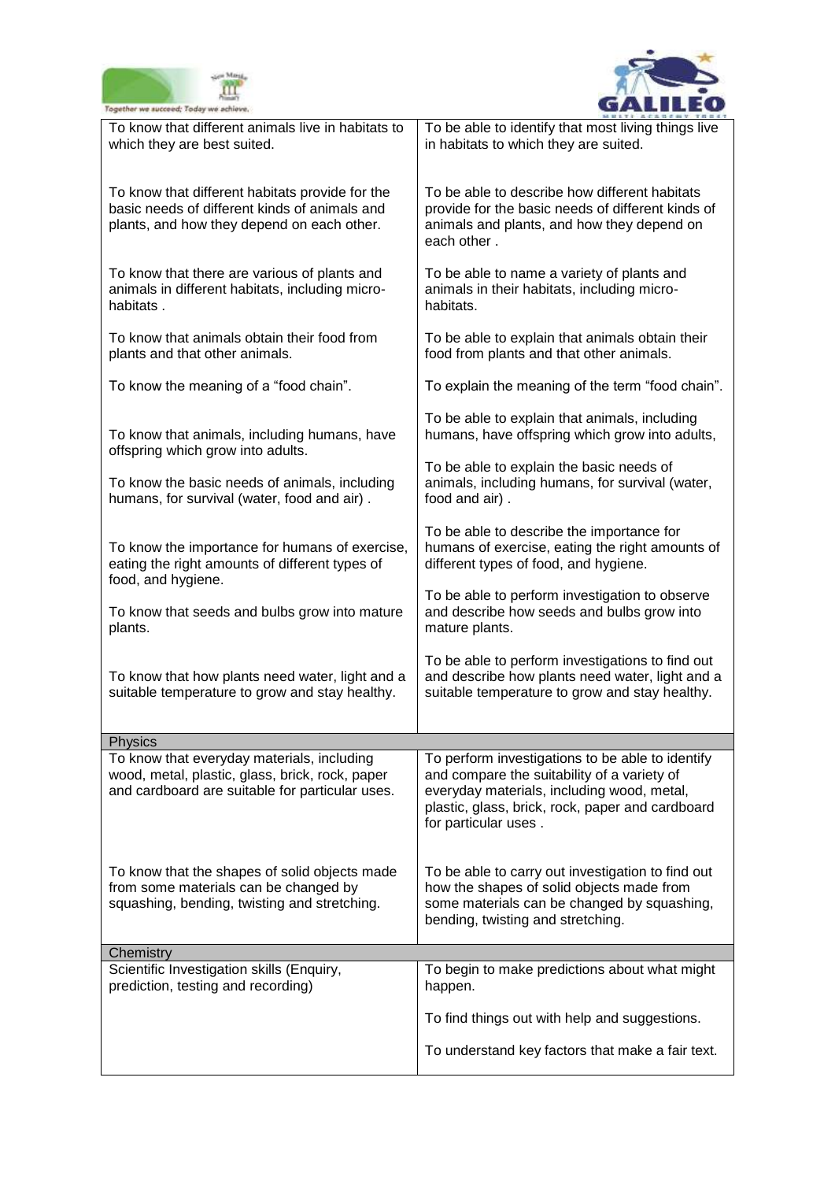| | |
|---|---|
| To know that different animals live in habitats to which they are best suited. | To be able to identify that most living things live in habitats to which they are suited. |
| To know that different habitats provide for the basic needs of different kinds of animals and plants, and how they depend on each other. | To be able to describe how different habitats provide for the basic needs of different kinds of animals and plants, and how they depend on each other . |
| To know that there are various of plants and animals in different habitats, including micro-habitats . | To be able to name a variety of plants and animals in their habitats, including micro-habitats. |
| To know that animals obtain their food from plants and that other animals. | To be able to explain that animals obtain their food from plants and that other animals. |
| To know the meaning of a "food chain". | To explain the meaning of the term "food chain". |
| To know that animals, including humans, have offspring which grow into adults. | To be able to explain that animals, including humans, have offspring which grow into adults, |
| To know the basic needs of animals, including humans, for survival (water, food and air) . | To be able to explain the basic needs of animals, including humans, for survival (water, food and air) . |
| To know the importance for humans of exercise, eating the right amounts of different types of food, and hygiene. | To be able to describe the importance for humans of exercise, eating the right amounts of different types of food, and hygiene. |
| To know that seeds and bulbs grow into mature plants. | To be able to perform investigation to observe and describe how seeds and bulbs grow into mature plants. |
| To know that how plants need water, light and a suitable temperature to grow and stay healthy. | To be able to perform investigations to find out and describe how plants need water, light and a suitable temperature to grow and stay healthy. |
| **Physics** | |
| To know that everyday materials, including wood, metal, plastic, glass, brick, rock, paper and cardboard are suitable for particular uses. | To perform investigations to be able to identify and compare the suitability of a variety of everyday materials, including wood, metal, plastic, glass, brick, rock, paper and cardboard for particular uses . |
| To know that the shapes of solid objects made from some materials can be changed by squashing, bending, twisting and stretching. | To be able to carry out investigation to find out how the shapes of solid objects made from some materials can be changed by squashing, bending, twisting and stretching. |
| **Chemistry** | |
| Scientific Investigation skills (Enquiry, prediction, testing and recording) | To begin to make predictions about what might happen.<br><br>To find things out with help and suggestions.<br><br>To understand key factors that make a fair text. |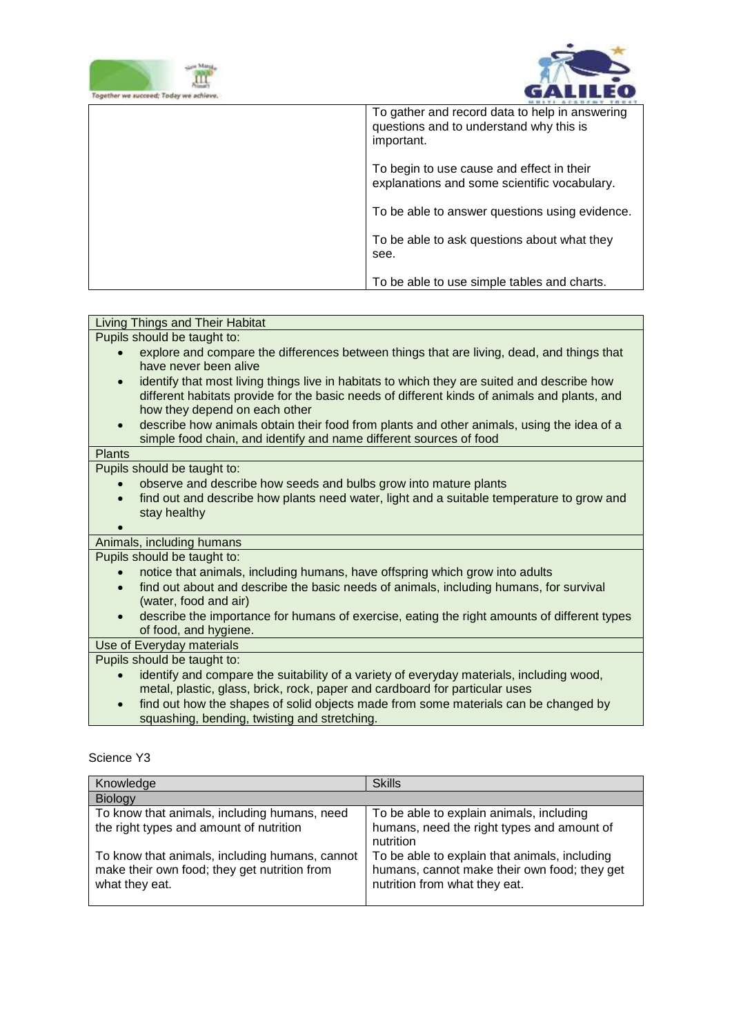| | |
|---|---|
| | To gather and record data to help in answering questions and to understand why this is important.<br><br>To begin to use cause and effect in their explanations and some scientific vocabulary.<br><br>To be able to answer questions using evidence.<br><br>To be able to ask questions about what they see.<br><br>To be able to use simple tables and charts. |

| Living Things and Their Habitat |
|---|
| Pupils should be taught to:<br>• explore and compare the differences between things that are living, dead, and things that have never been alive<br>• identify that most living things live in habitats to which they are suited and describe how different habitats provide for the basic needs of different kinds of animals and plants, and how they depend on each other<br>• describe how animals obtain their food from plants and other animals, using the idea of a simple food chain, and identify and name different sources of food |
| Plants |
| Pupils should be taught to:<br>• observe and describe how seeds and bulbs grow into mature plants<br>• find out and describe how plants need water, light and a suitable temperature to grow and stay healthy<br>• |
| Animals, including humans |
| Pupils should be taught to:<br>• notice that animals, including humans, have offspring which grow into adults<br>• find out about and describe the basic needs of animals, including humans, for survival (water, food and air)<br>• describe the importance for humans of exercise, eating the right amounts of different types of food, and hygiene. |
| Use of Everyday materials |
| Pupils should be taught to:<br>• identify and compare the suitability of a variety of everyday materials, including wood, metal, plastic, glass, brick, rock, paper and cardboard for particular uses<br>• find out how the shapes of solid objects made from some materials can be changed by squashing, bending, twisting and stretching. |

Science Y3

| Knowledge | Skills |
|---|---|
| Biology | |
| To know that animals, including humans, need the right types and amount of nutrition<br><br>To know that animals, including humans, cannot make their own food; they get nutrition from what they eat. | To be able to explain animals, including humans, need the right types and amount of nutrition<br>To be able to explain that animals, including humans, cannot make their own food; they get nutrition from what they eat. |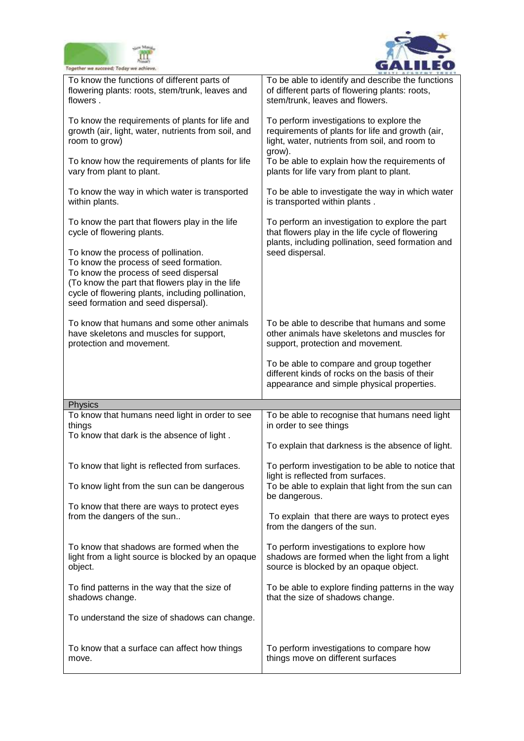| | |
|---|---|
| To know the functions of different parts of flowering plants: roots, stem/trunk, leaves and flowers . | To be able to identify and describe the functions of different parts of flowering plants: roots, stem/trunk, leaves and flowers. |
| To know the requirements of plants for life and growth (air, light, water, nutrients from soil, and room to grow) | To perform investigations to explore the requirements of plants for life and growth (air, light, water, nutrients from soil, and room to grow). |
| To know how the requirements of plants for life vary from plant to plant. | To be able to explain how the requirements of plants for life vary from plant to plant. |
| To know the way in which water is transported within plants. | To be able to investigate the way in which water is transported within plants . |
| To know the part that flowers play in the life cycle of flowering plants.<br><br>To know the process of pollination.<br>To know the process of seed formation.<br>To know the process of seed dispersal<br>(To know the part that flowers play in the life cycle of flowering plants, including pollination, seed formation and seed dispersal). | To perform an investigation to explore the part that flowers play in the life cycle of flowering plants, including pollination, seed formation and seed dispersal. |
| To know that humans and some other animals have skeletons and muscles for support, protection and movement. | To be able to describe that humans and some other animals have skeletons and muscles for support, protection and movement.<br><br>To be able to compare and group together different kinds of rocks on the basis of their appearance and simple physical properties. |
| **Physics** | |
| To know that humans need light in order to see things<br>To know that dark is the absence of light . | To be able to recognise that humans need light in order to see things<br><br>To explain that darkness is the absence of light. |
| To know that light is reflected from surfaces. | To perform investigation to be able to notice that light is reflected from surfaces. |
| To know light from the sun can be dangerous | To be able to explain that light from the sun can be dangerous. |
| To know that there are ways to protect eyes from the dangers of the sun.. | To explain that there are ways to protect eyes from the dangers of the sun. |
| To know that shadows are formed when the light from a light source is blocked by an opaque object. | To perform investigations to explore how shadows are formed when the light from a light source is blocked by an opaque object. |
| To find patterns in the way that the size of shadows change.<br><br>To understand the size of shadows can change. | To be able to explore finding patterns in the way that the size of shadows change. |
| To know that a surface can affect how things move. | To perform investigations to compare how things move on different surfaces |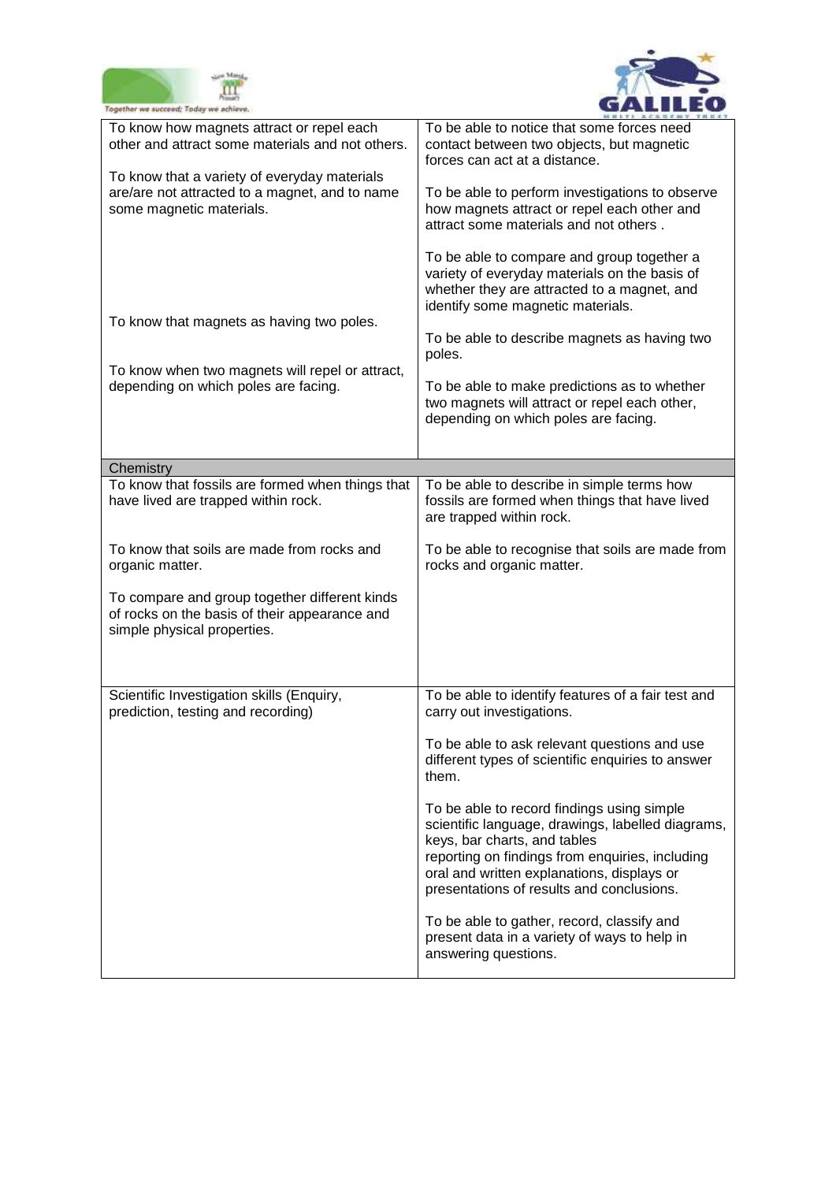| | |
|---|---|
| To know how magnets attract or repel each other and attract some materials and not others.<br><br>To know that a variety of everyday materials are/are not attracted to a magnet, and to name some magnetic materials.<br><br>To know that magnets as having two poles.<br><br>To know when two magnets will repel or attract, depending on which poles are facing. | To be able to notice that some forces need contact between two objects, but magnetic forces can act at a distance.<br><br>To be able to perform investigations to observe how magnets attract or repel each other and attract some materials and not others .<br><br>To be able to compare and group together a variety of everyday materials on the basis of whether they are attracted to a magnet, and identify some magnetic materials.<br><br>To be able to describe magnets as having two poles.<br><br>To be able to make predictions as to whether two magnets will attract or repel each other, depending on which poles are facing. |
| Chemistry | |
| To know that fossils are formed when things that have lived are trapped within rock.<br><br>To know that soils are made from rocks and organic matter.<br><br>To compare and group together different kinds of rocks on the basis of their appearance and simple physical properties. | To be able to describe in simple terms how fossils are formed when things that have lived are trapped within rock.<br><br>To be able to recognise that soils are made from rocks and organic matter. |
| Scientific Investigation skills (Enquiry, prediction, testing and recording) | To be able to identify features of a fair test and carry out investigations.<br><br>To be able to ask relevant questions and use different types of scientific enquiries to answer them.<br><br>To be able to record findings using simple scientific language, drawings, labelled diagrams, keys, bar charts, and tables reporting on findings from enquiries, including oral and written explanations, displays or presentations of results and conclusions.<br><br>To be able to gather, record, classify and present data in a variety of ways to help in answering questions. |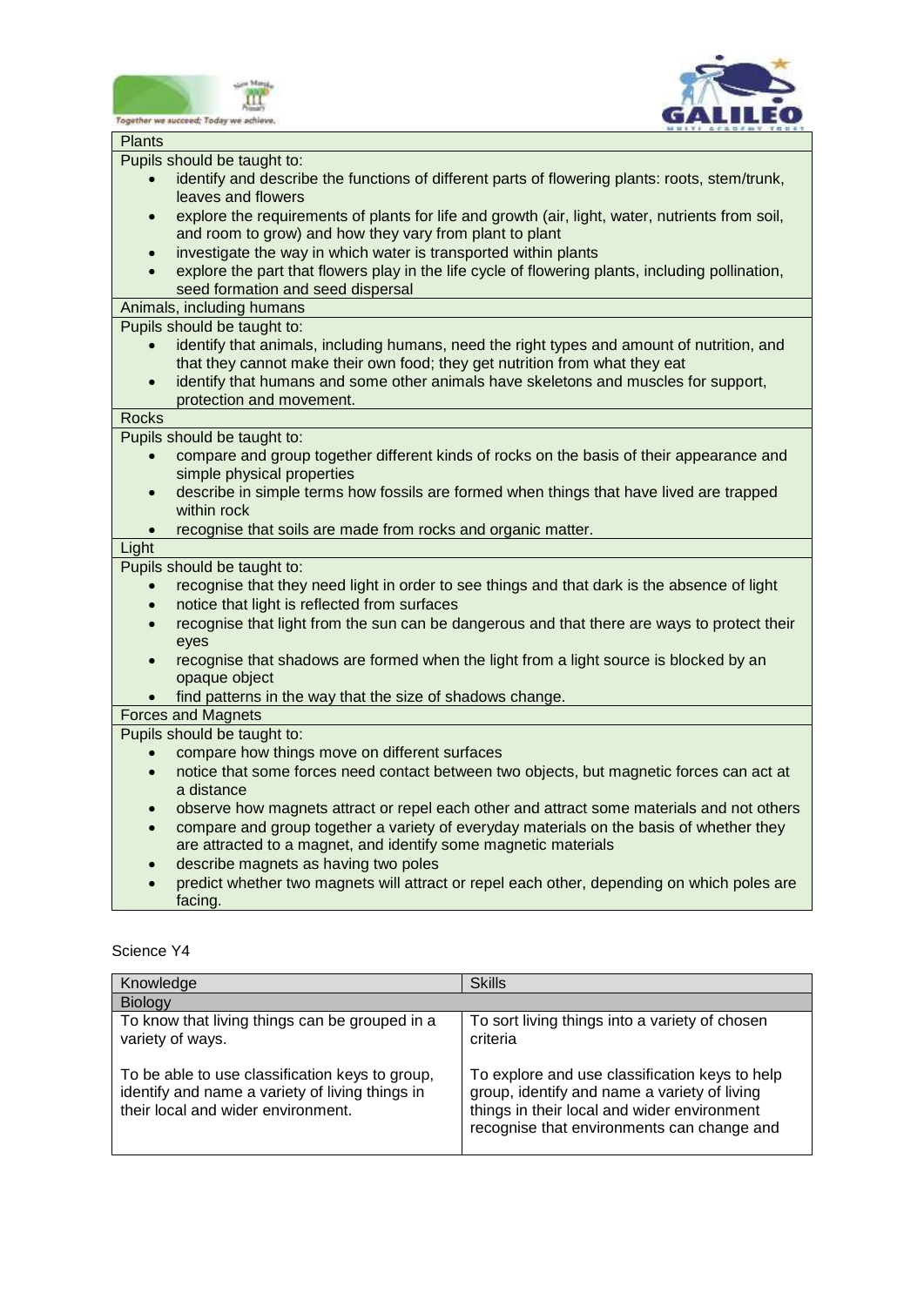| Plants |
| --- |
| Pupils should be taught to:<br>• identify and describe the functions of different parts of flowering plants: roots, stem/trunk, leaves and flowers<br>• explore the requirements of plants for life and growth (air, light, water, nutrients from soil, and room to grow) and how they vary from plant to plant<br>• investigate the way in which water is transported within plants<br>• explore the part that flowers play in the life cycle of flowering plants, including pollination, seed formation and seed dispersal |
| Animals, including humans |
| Pupils should be taught to:<br>• identify that animals, including humans, need the right types and amount of nutrition, and that they cannot make their own food; they get nutrition from what they eat<br>• identify that humans and some other animals have skeletons and muscles for support, protection and movement. |
| Rocks |
| Pupils should be taught to:<br>• compare and group together different kinds of rocks on the basis of their appearance and simple physical properties<br>• describe in simple terms how fossils are formed when things that have lived are trapped within rock<br>• recognise that soils are made from rocks and organic matter. |
| Light |
| Pupils should be taught to:<br>• recognise that they need light in order to see things and that dark is the absence of light<br>• notice that light is reflected from surfaces<br>• recognise that light from the sun can be dangerous and that there are ways to protect their eyes<br>• recognise that shadows are formed when the light from a light source is blocked by an opaque object<br>• find patterns in the way that the size of shadows change. |
| Forces and Magnets |
| Pupils should be taught to:<br>• compare how things move on different surfaces<br>• notice that some forces need contact between two objects, but magnetic forces can act at a distance<br>• observe how magnets attract or repel each other and attract some materials and not others<br>• compare and group together a variety of everyday materials on the basis of whether they are attracted to a magnet, and identify some magnetic materials<br>• describe magnets as having two poles<br>• predict whether two magnets will attract or repel each other, depending on which poles are facing. |

Science Y4

| Knowledge | Skills |
| --- | --- |
| Biology | |
| To know that living things can be grouped in a variety of ways.<br><br>To be able to use classification keys to group, identify and name a variety of living things in their local and wider environment. | To sort living things into a variety of chosen criteria<br><br>To explore and use classification keys to help group, identify and name a variety of living things in their local and wider environment recognise that environments can change and |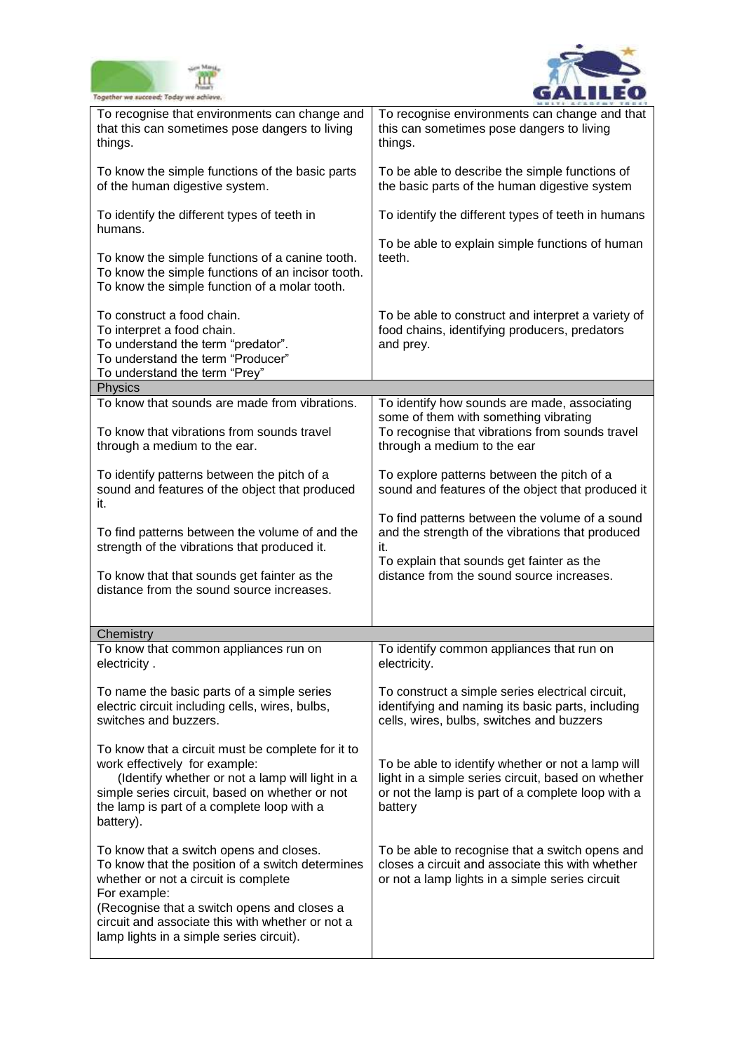| | |
|---|---|
| To recognise that environments can change and that this can sometimes pose dangers to living things.<br><br>To know the simple functions of the basic parts of the human digestive system.<br><br>To identify the different types of teeth in humans.<br><br>To know the simple functions of a canine tooth.<br>To know the simple functions of an incisor tooth.<br>To know the simple function of a molar tooth.<br><br>To construct a food chain.<br>To interpret a food chain.<br>To understand the term "predator".<br>To understand the term "Producer"<br>To understand the term "Prey" | To recognise environments can change and that this can sometimes pose dangers to living things.<br><br>To be able to describe the simple functions of the basic parts of the human digestive system<br><br>To identify the different types of teeth in humans<br><br>To be able to explain simple functions of human teeth.<br><br>To be able to construct and interpret a variety of food chains, identifying producers, predators and prey. |
| **Physics** | |
| To know that sounds are made from vibrations.<br><br>To know that vibrations from sounds travel through a medium to the ear.<br><br>To identify patterns between the pitch of a sound and features of the object that produced it.<br><br>To find patterns between the volume of and the strength of the vibrations that produced it.<br><br>To know that that sounds get fainter as the distance from the sound source increases. | To identify how sounds are made, associating some of them with something vibrating<br>To recognise that vibrations from sounds travel through a medium to the ear<br><br>To explore patterns between the pitch of a sound and features of the object that produced it<br><br>To find patterns between the volume of a sound and the strength of the vibrations that produced it.<br>To explain that sounds get fainter as the distance from the sound source increases. |
| **Chemistry** | |
| To know that common appliances run on electricity .<br><br>To name the basic parts of a simple series electric circuit including cells, wires, bulbs, switches and buzzers.<br><br>To know that a circuit must be complete for it to work effectively for example:<br>(Identify whether or not a lamp will light in a simple series circuit, based on whether or not the lamp is part of a complete loop with a battery).<br><br>To know that a switch opens and closes.<br>To know that the position of a switch determines whether or not a circuit is complete<br>For example:<br>(Recognise that a switch opens and closes a circuit and associate this with whether or not a lamp lights in a simple series circuit). | To identify common appliances that run on electricity.<br><br>To construct a simple series electrical circuit, identifying and naming its basic parts, including cells, wires, bulbs, switches and buzzers<br><br>To be able to identify whether or not a lamp will light in a simple series circuit, based on whether or not the lamp is part of a complete loop with a battery<br><br>To be able to recognise that a switch opens and closes a circuit and associate this with whether or not a lamp lights in a simple series circuit |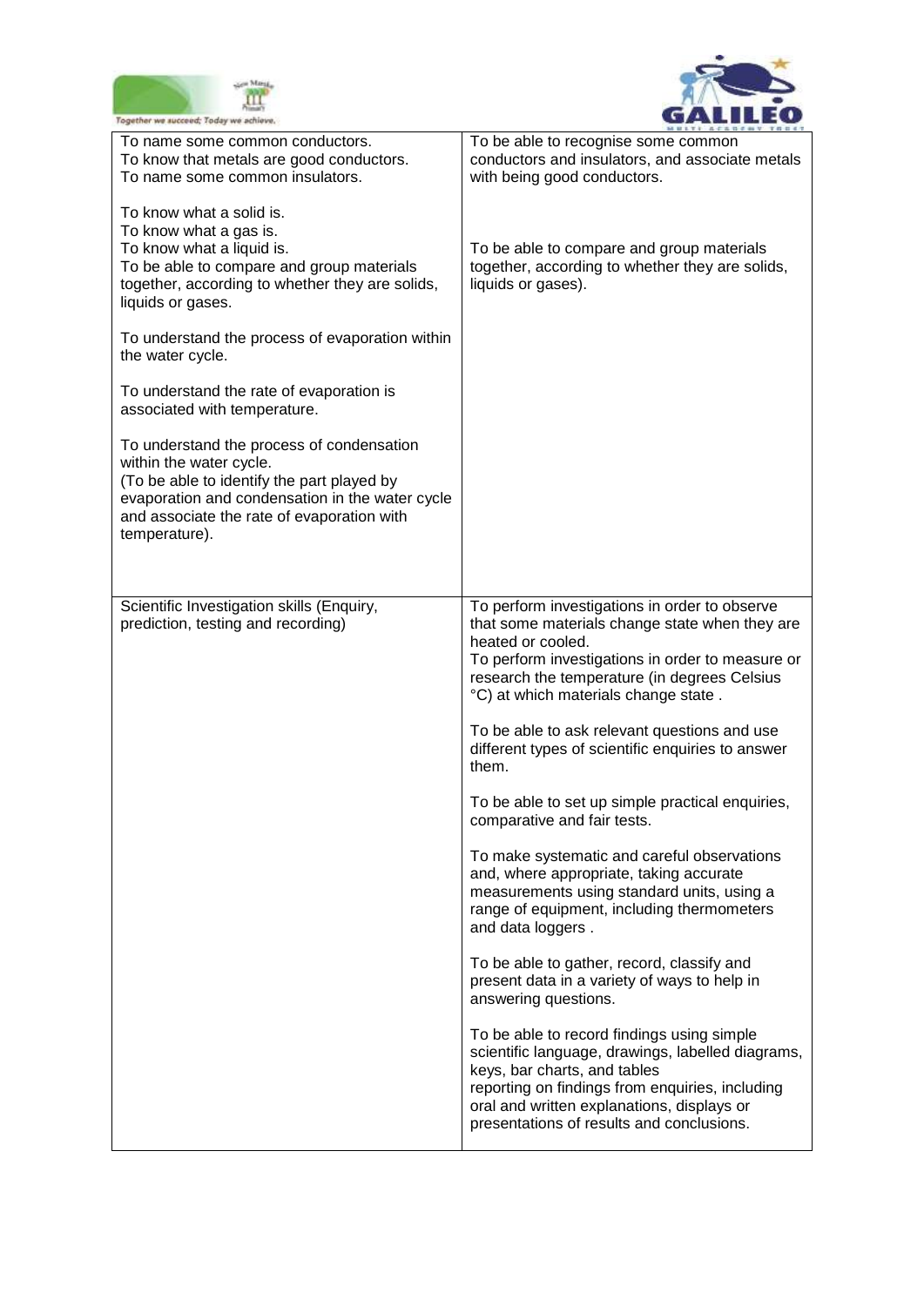| | |
|---|---|
| To name some common conductors.<br>To know that metals are good conductors.<br>To name some common insulators.<br><br>To know what a solid is.<br>To know what a gas is.<br>To know what a liquid is.<br>To be able to compare and group materials together, according to whether they are solids, liquids or gases.<br><br>To understand the process of evaporation within the water cycle.<br><br>To understand the rate of evaporation is associated with temperature.<br><br>To understand the process of condensation within the water cycle.<br>(To be able to identify the part played by evaporation and condensation in the water cycle and associate the rate of evaporation with temperature). | To be able to recognise some common conductors and insulators, and associate metals with being good conductors.<br><br>To be able to compare and group materials together, according to whether they are solids, liquids or gases). |
| Scientific Investigation skills (Enquiry, prediction, testing and recording) | To perform investigations in order to observe that some materials change state when they are heated or cooled.<br>To perform investigations in order to measure or research the temperature (in degrees Celsius °C) at which materials change state .<br><br>To be able to ask relevant questions and use different types of scientific enquiries to answer them.<br><br>To be able to set up simple practical enquiries, comparative and fair tests.<br><br>To make systematic and careful observations and, where appropriate, taking accurate measurements using standard units, using a range of equipment, including thermometers and data loggers .<br><br>To be able to gather, record, classify and present data in a variety of ways to help in answering questions.<br><br>To be able to record findings using simple scientific language, drawings, labelled diagrams, keys, bar charts, and tables<br>reporting on findings from enquiries, including oral and written explanations, displays or presentations of results and conclusions. |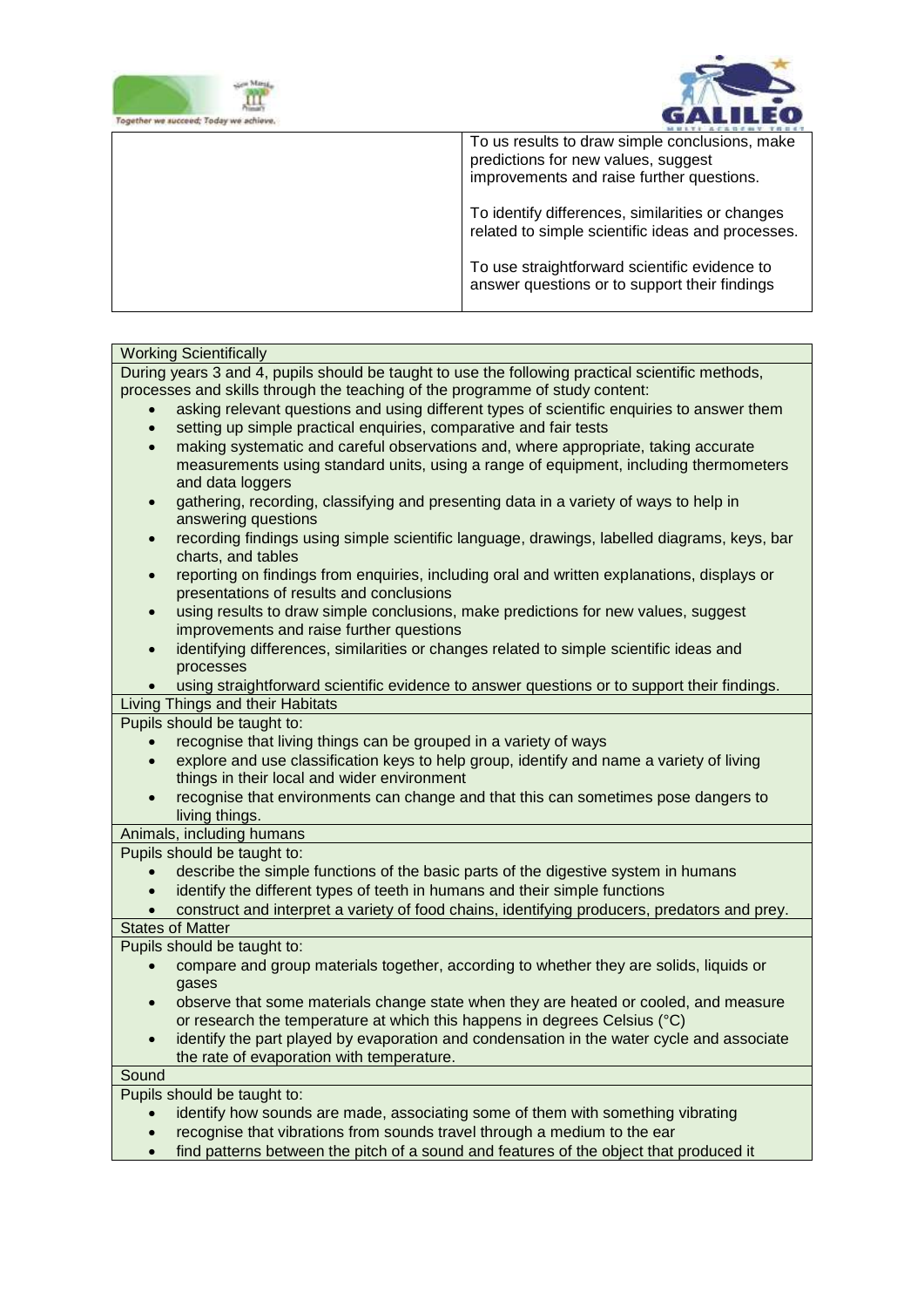| | |
|---|---|
| | To us results to draw simple conclusions, make predictions for new values, suggest improvements and raise further questions.<br><br>To identify differences, similarities or changes related to simple scientific ideas and processes.<br><br>To use straightforward scientific evidence to answer questions or to support their findings |

| Working Scientifically |
|---|
| During years 3 and 4, pupils should be taught to use the following practical scientific methods, processes and skills through the teaching of the programme of study content:<br>• asking relevant questions and using different types of scientific enquiries to answer them<br>• setting up simple practical enquiries, comparative and fair tests<br>• making systematic and careful observations and, where appropriate, taking accurate measurements using standard units, using a range of equipment, including thermometers and data loggers<br>• gathering, recording, classifying and presenting data in a variety of ways to help in answering questions<br>• recording findings using simple scientific language, drawings, labelled diagrams, keys, bar charts, and tables<br>• reporting on findings from enquiries, including oral and written explanations, displays or presentations of results and conclusions<br>• using results to draw simple conclusions, make predictions for new values, suggest improvements and raise further questions<br>• identifying differences, similarities or changes related to simple scientific ideas and processes<br>• using straightforward scientific evidence to answer questions or to support their findings. |
| Living Things and their Habitats |
| Pupils should be taught to:<br>• recognise that living things can be grouped in a variety of ways<br>• explore and use classification keys to help group, identify and name a variety of living things in their local and wider environment<br>• recognise that environments can change and that this can sometimes pose dangers to living things. |
| Animals, including humans |
| Pupils should be taught to:<br>• describe the simple functions of the basic parts of the digestive system in humans<br>• identify the different types of teeth in humans and their simple functions<br>• construct and interpret a variety of food chains, identifying producers, predators and prey. |
| States of Matter |
| Pupils should be taught to:<br>• compare and group materials together, according to whether they are solids, liquids or gases<br>• observe that some materials change state when they are heated or cooled, and measure or research the temperature at which this happens in degrees Celsius (°C)<br>• identify the part played by evaporation and condensation in the water cycle and associate the rate of evaporation with temperature. |
| Sound |
| Pupils should be taught to:<br>• identify how sounds are made, associating some of them with something vibrating<br>• recognise that vibrations from sounds travel through a medium to the ear<br>• find patterns between the pitch of a sound and features of the object that produced it |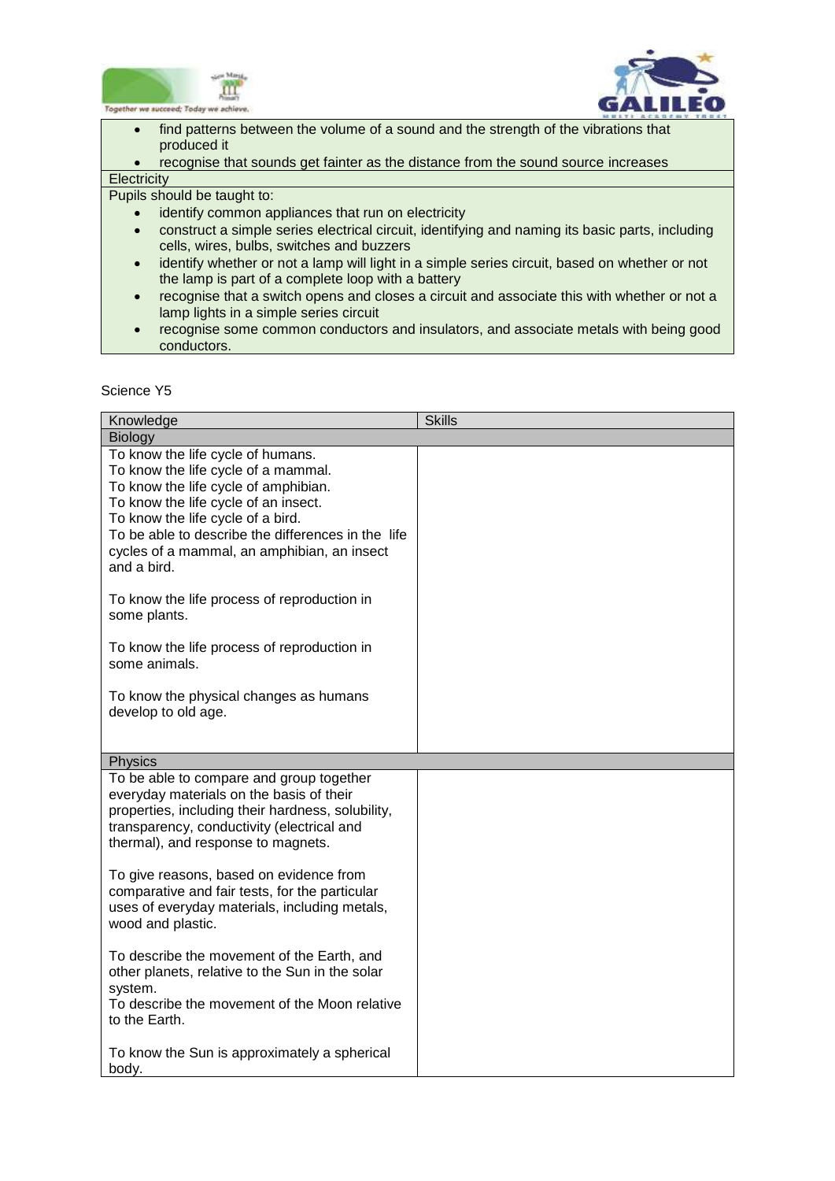- find patterns between the volume of a sound and the strength of the vibrations that produced it
- recognise that sounds get fainter as the distance from the sound source increases

Electricity

Pupils should be taught to:

- identify common appliances that run on electricity
- construct a simple series electrical circuit, identifying and naming its basic parts, including cells, wires, bulbs, switches and buzzers
- identify whether or not a lamp will light in a simple series circuit, based on whether or not the lamp is part of a complete loop with a battery
- recognise that a switch opens and closes a circuit and associate this with whether or not a lamp lights in a simple series circuit
- recognise some common conductors and insulators, and associate metals with being good conductors.

Science Y5

| Knowledge | Skills |
|---|---|
| **Biology** | |
| To know the life cycle of humans.<br>To know the life cycle of a mammal.<br>To know the life cycle of amphibian.<br>To know the life cycle of an insect.<br>To know the life cycle of a bird.<br>To be able to describe the differences in the life cycles of a mammal, an amphibian, an insect and a bird.<br><br>To know the life process of reproduction in some plants.<br><br>To know the life process of reproduction in some animals.<br><br>To know the physical changes as humans develop to old age. | |
| **Physics** | |
| To be able to compare and group together everyday materials on the basis of their properties, including their hardness, solubility, transparency, conductivity (electrical and thermal), and response to magnets.<br><br>To give reasons, based on evidence from comparative and fair tests, for the particular uses of everyday materials, including metals, wood and plastic.<br><br>To describe the movement of the Earth, and other planets, relative to the Sun in the solar system.<br>To describe the movement of the Moon relative to the Earth.<br><br>To know the Sun is approximately a spherical body. | |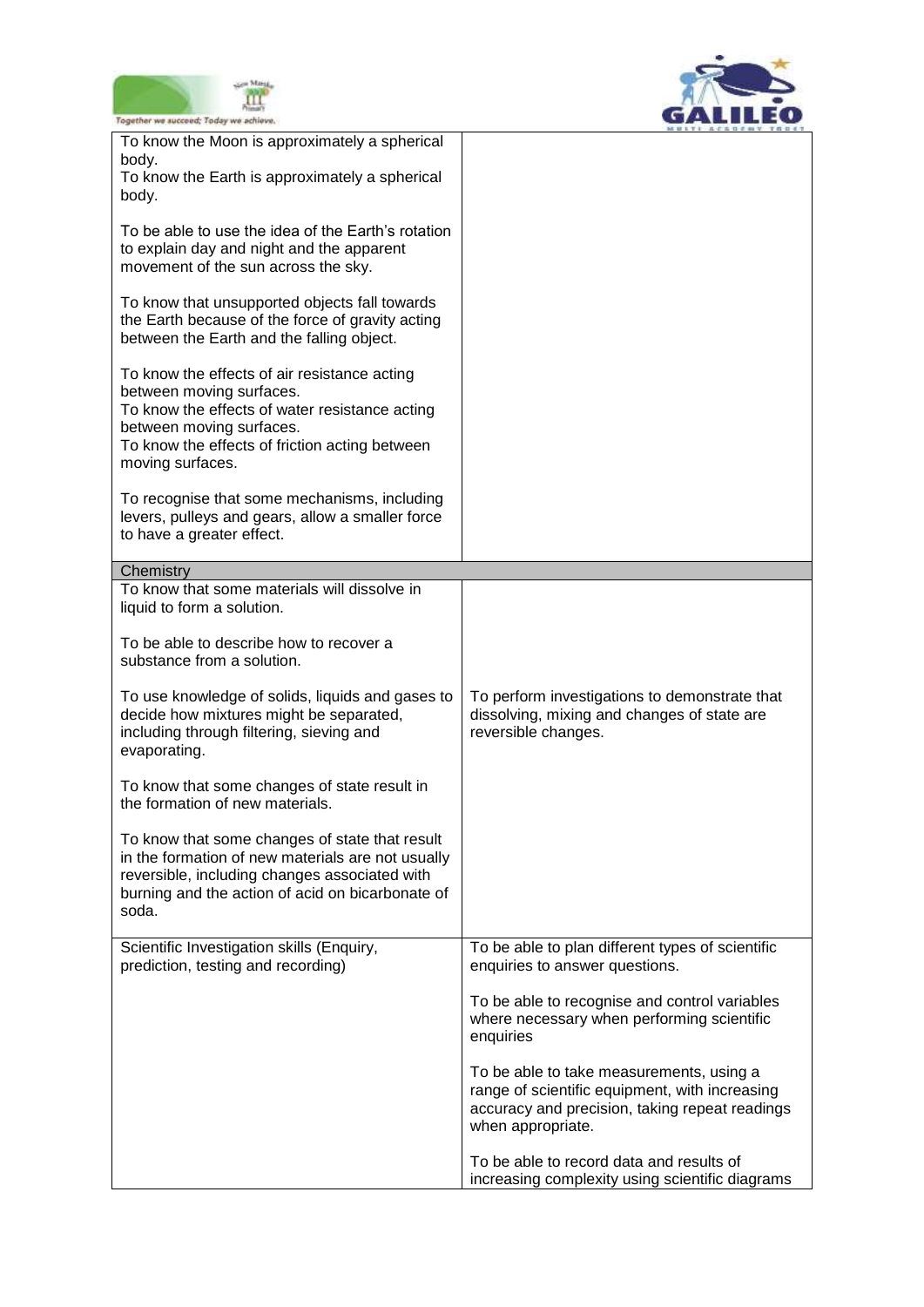| | |
|---|---|
| To know the Moon is approximately a spherical body.<br>To know the Earth is approximately a spherical body.<br><br>To be able to use the idea of the Earth's rotation to explain day and night and the apparent movement of the sun across the sky.<br><br>To know that unsupported objects fall towards the Earth because of the force of gravity acting between the Earth and the falling object.<br><br>To know the effects of air resistance acting between moving surfaces.<br>To know the effects of water resistance acting between moving surfaces.<br>To know the effects of friction acting between moving surfaces.<br><br>To recognise that some mechanisms, including levers, pulleys and gears, allow a smaller force to have a greater effect. | |
| **Chemistry** | |
| To know that some materials will dissolve in liquid to form a solution.<br><br>To be able to describe how to recover a substance from a solution.<br><br>To use knowledge of solids, liquids and gases to decide how mixtures might be separated, including through filtering, sieving and evaporating.<br><br>To know that some changes of state result in the formation of new materials.<br><br>To know that some changes of state that result in the formation of new materials are not usually reversible, including changes associated with burning and the action of acid on bicarbonate of soda. | To perform investigations to demonstrate that dissolving, mixing and changes of state are reversible changes. |
| Scientific Investigation skills (Enquiry, prediction, testing and recording) | To be able to plan different types of scientific enquiries to answer questions.<br><br>To be able to recognise and control variables where necessary when performing scientific enquiries<br><br>To be able to take measurements, using a range of scientific equipment, with increasing accuracy and precision, taking repeat readings when appropriate.<br><br>To be able to record data and results of increasing complexity using scientific diagrams |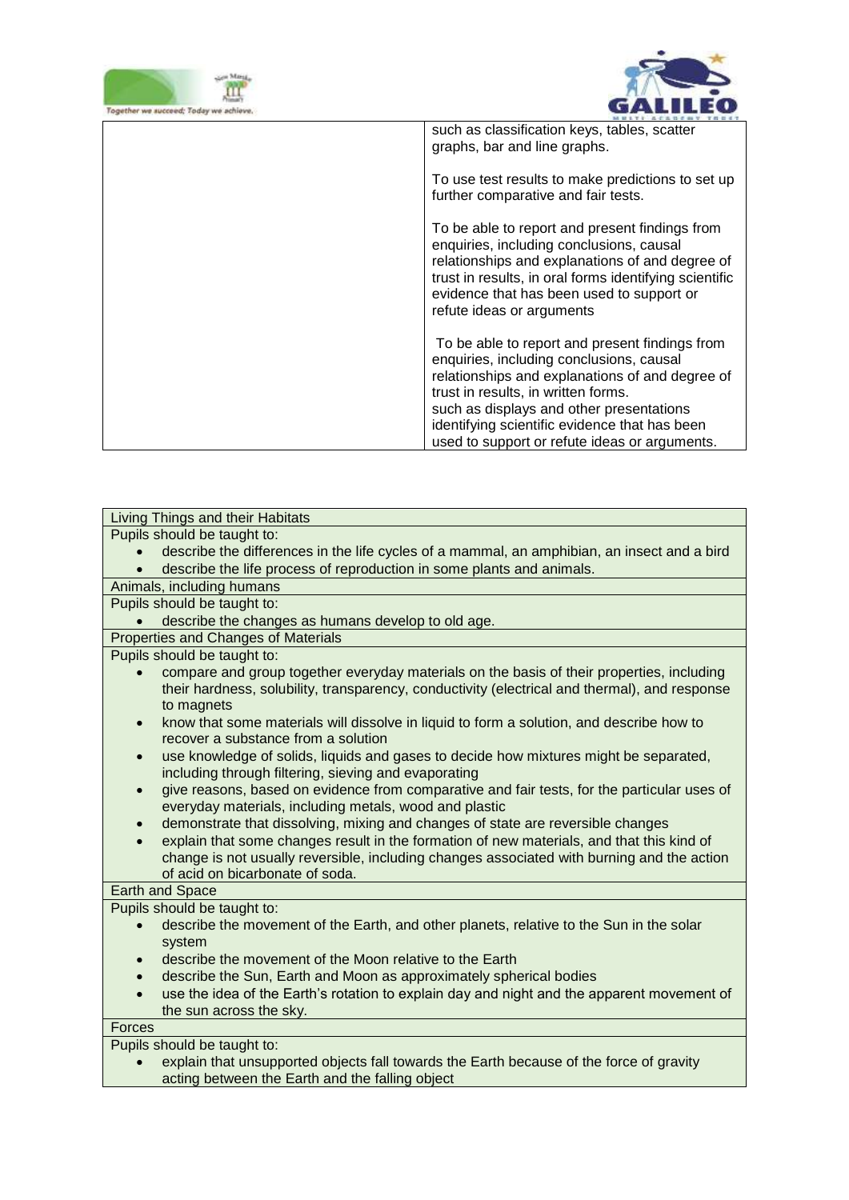| | |
|---|---|
| | such as classification keys, tables, scatter graphs, bar and line graphs.<br><br>To use test results to make predictions to set up further comparative and fair tests.<br><br>To be able to report and present findings from enquiries, including conclusions, causal relationships and explanations of and degree of trust in results, in oral forms identifying scientific evidence that has been used to support or refute ideas or arguments<br><br>To be able to report and present findings from enquiries, including conclusions, causal relationships and explanations of and degree of trust in results, in written forms. such as displays and other presentations identifying scientific evidence that has been used to support or refute ideas or arguments. |

| Living Things and their Habitats |
|---|
| Pupils should be taught to:<br>• describe the differences in the life cycles of a mammal, an amphibian, an insect and a bird<br>• describe the life process of reproduction in some plants and animals. |
| Animals, including humans |
| Pupils should be taught to:<br>• describe the changes as humans develop to old age. |
| Properties and Changes of Materials |
| Pupils should be taught to:<br>• compare and group together everyday materials on the basis of their properties, including their hardness, solubility, transparency, conductivity (electrical and thermal), and response to magnets<br>• know that some materials will dissolve in liquid to form a solution, and describe how to recover a substance from a solution<br>• use knowledge of solids, liquids and gases to decide how mixtures might be separated, including through filtering, sieving and evaporating<br>• give reasons, based on evidence from comparative and fair tests, for the particular uses of everyday materials, including metals, wood and plastic<br>• demonstrate that dissolving, mixing and changes of state are reversible changes<br>• explain that some changes result in the formation of new materials, and that this kind of change is not usually reversible, including changes associated with burning and the action of acid on bicarbonate of soda. |
| Earth and Space |
| Pupils should be taught to:<br>• describe the movement of the Earth, and other planets, relative to the Sun in the solar system<br>• describe the movement of the Moon relative to the Earth<br>• describe the Sun, Earth and Moon as approximately spherical bodies<br>• use the idea of the Earth's rotation to explain day and night and the apparent movement of the sun across the sky. |
| Forces |
| Pupils should be taught to:<br>• explain that unsupported objects fall towards the Earth because of the force of gravity acting between the Earth and the falling object |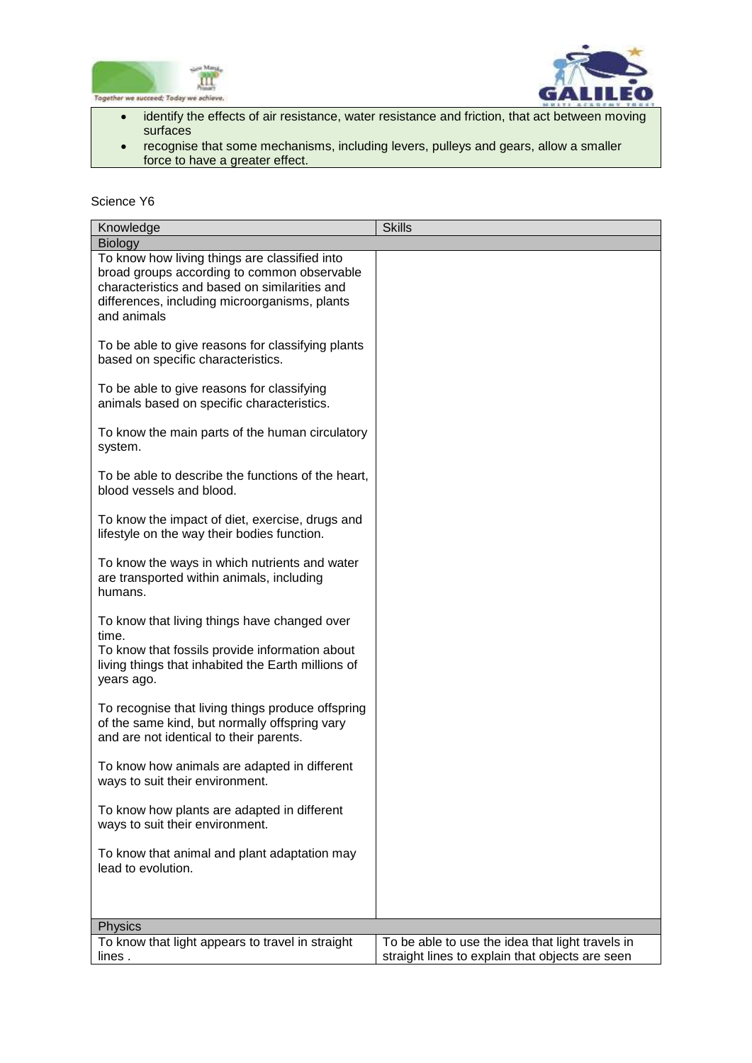- identify the effects of air resistance, water resistance and friction, that act between moving surfaces
- recognise that some mechanisms, including levers, pulleys and gears, allow a smaller force to have a greater effect.

Science Y6

| Knowledge | Skills |
|---|---|
| **Biology** | |
| To know how living things are classified into broad groups according to common observable characteristics and based on similarities and differences, including microorganisms, plants and animals<br><br>To be able to give reasons for classifying plants based on specific characteristics.<br><br>To be able to give reasons for classifying animals based on specific characteristics.<br><br>To know the main parts of the human circulatory system.<br><br>To be able to describe the functions of the heart, blood vessels and blood.<br><br>To know the impact of diet, exercise, drugs and lifestyle on the way their bodies function.<br><br>To know the ways in which nutrients and water are transported within animals, including humans.<br><br>To know that living things have changed over time.<br>To know that fossils provide information about living things that inhabited the Earth millions of years ago.<br><br>To recognise that living things produce offspring of the same kind, but normally offspring vary and are not identical to their parents.<br><br>To know how animals are adapted in different ways to suit their environment.<br><br>To know how plants are adapted in different ways to suit their environment.<br><br>To know that animal and plant adaptation may lead to evolution. | |
| **Physics** | |
| To know that light appears to travel in straight lines . | To be able to use the idea that light travels in straight lines to explain that objects are seen |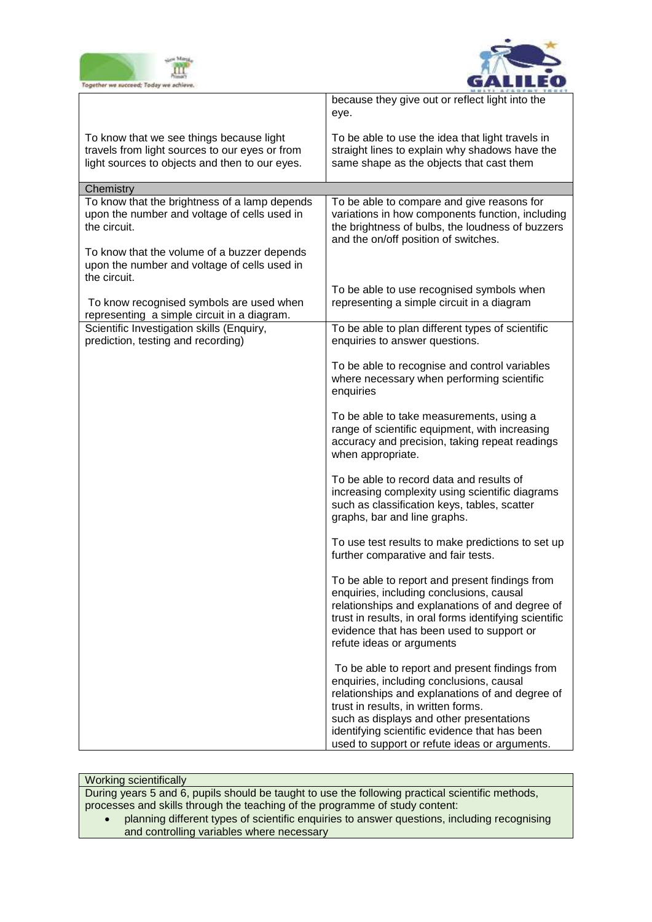| | |
|---|---|
| | because they give out or reflect light into the eye. |
| To know that we see things because light travels from light sources to our eyes or from light sources to objects and then to our eyes. | To be able to use the idea that light travels in straight lines to explain why shadows have the same shape as the objects that cast them |
| Chemistry | |
| To know that the brightness of a lamp depends upon the number and voltage of cells used in the circuit.<br><br>To know that the volume of a buzzer depends upon the number and voltage of cells used in the circuit.<br><br>To know recognised symbols are used when representing a simple circuit in a diagram. | To be able to compare and give reasons for variations in how components function, including the brightness of bulbs, the loudness of buzzers and the on/off position of switches.<br><br>To be able to use recognised symbols when representing a simple circuit in a diagram |
| Scientific Investigation skills (Enquiry, prediction, testing and recording) | To be able to plan different types of scientific enquiries to answer questions.<br><br>To be able to recognise and control variables where necessary when performing scientific enquiries<br><br>To be able to take measurements, using a range of scientific equipment, with increasing accuracy and precision, taking repeat readings when appropriate.<br><br>To be able to record data and results of increasing complexity using scientific diagrams such as classification keys, tables, scatter graphs, bar and line graphs.<br><br>To use test results to make predictions to set up further comparative and fair tests.<br><br>To be able to report and present findings from enquiries, including conclusions, causal relationships and explanations of and degree of trust in results, in oral forms identifying scientific evidence that has been used to support or refute ideas or arguments<br><br>To be able to report and present findings from enquiries, including conclusions, causal relationships and explanations of and degree of trust in results, in written forms. such as displays and other presentations identifying scientific evidence that has been used to support or refute ideas or arguments. |

| Working scientifically |
|---|
| During years 5 and 6, pupils should be taught to use the following practical scientific methods, processes and skills through the teaching of the programme of study content:<br>• planning different types of scientific enquiries to answer questions, including recognising and controlling variables where necessary |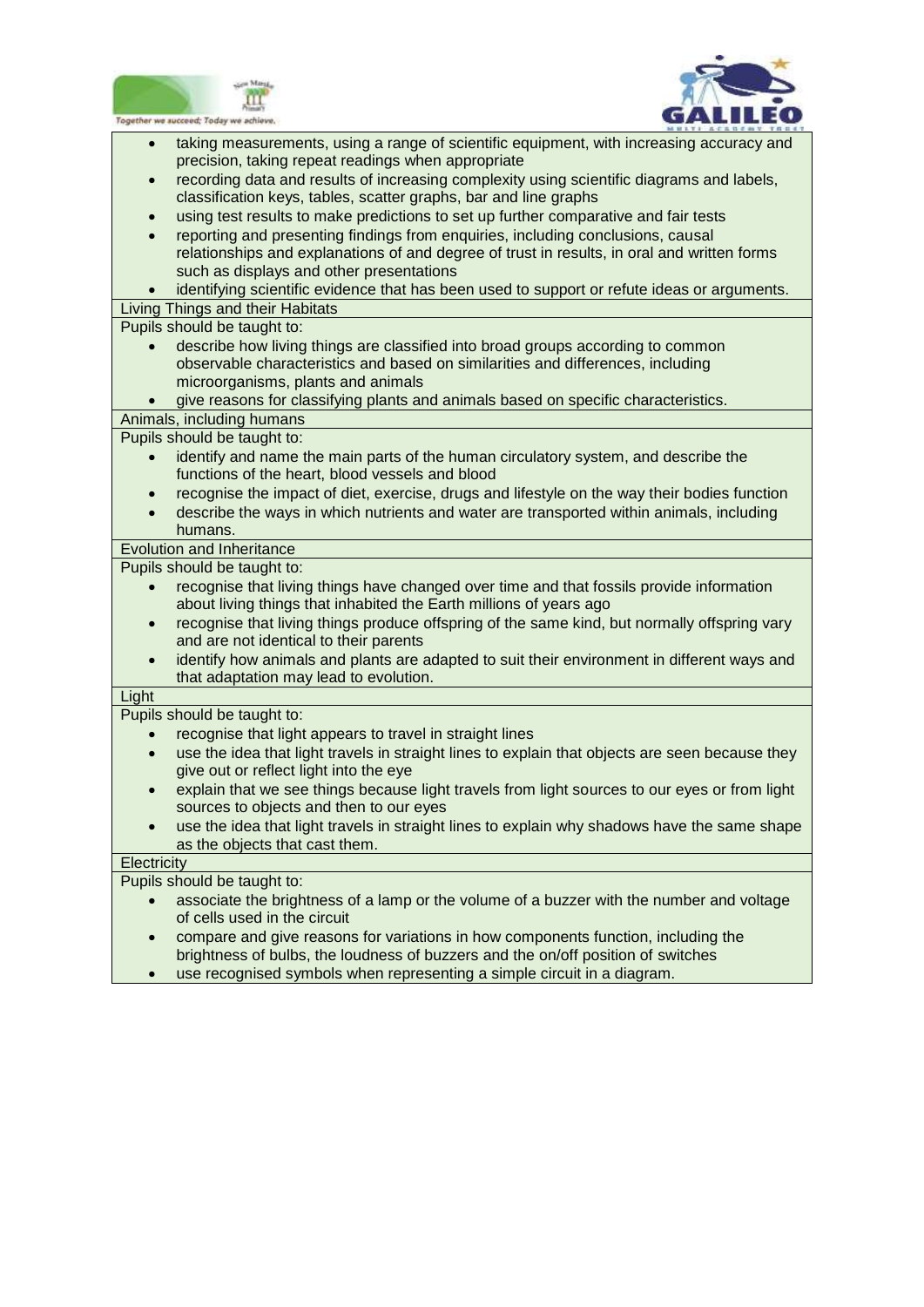- taking measurements, using a range of scientific equipment, with increasing accuracy and precision, taking repeat readings when appropriate
- recording data and results of increasing complexity using scientific diagrams and labels, classification keys, tables, scatter graphs, bar and line graphs
- using test results to make predictions to set up further comparative and fair tests
- reporting and presenting findings from enquiries, including conclusions, causal relationships and explanations of and degree of trust in results, in oral and written forms such as displays and other presentations
- identifying scientific evidence that has been used to support or refute ideas or arguments.

Living Things and their Habitats

Pupils should be taught to:

- describe how living things are classified into broad groups according to common observable characteristics and based on similarities and differences, including microorganisms, plants and animals
- give reasons for classifying plants and animals based on specific characteristics.

Animals, including humans

Pupils should be taught to:

- identify and name the main parts of the human circulatory system, and describe the functions of the heart, blood vessels and blood
- recognise the impact of diet, exercise, drugs and lifestyle on the way their bodies function
- describe the ways in which nutrients and water are transported within animals, including humans.

Evolution and Inheritance

Pupils should be taught to:

- recognise that living things have changed over time and that fossils provide information about living things that inhabited the Earth millions of years ago
- recognise that living things produce offspring of the same kind, but normally offspring vary and are not identical to their parents
- identify how animals and plants are adapted to suit their environment in different ways and that adaptation may lead to evolution.

Light

Pupils should be taught to:

- recognise that light appears to travel in straight lines
- use the idea that light travels in straight lines to explain that objects are seen because they give out or reflect light into the eye
- explain that we see things because light travels from light sources to our eyes or from light sources to objects and then to our eyes
- use the idea that light travels in straight lines to explain why shadows have the same shape as the objects that cast them.

Electricity

Pupils should be taught to:

- associate the brightness of a lamp or the volume of a buzzer with the number and voltage of cells used in the circuit
- compare and give reasons for variations in how components function, including the brightness of bulbs, the loudness of buzzers and the on/off position of switches
- use recognised symbols when representing a simple circuit in a diagram.